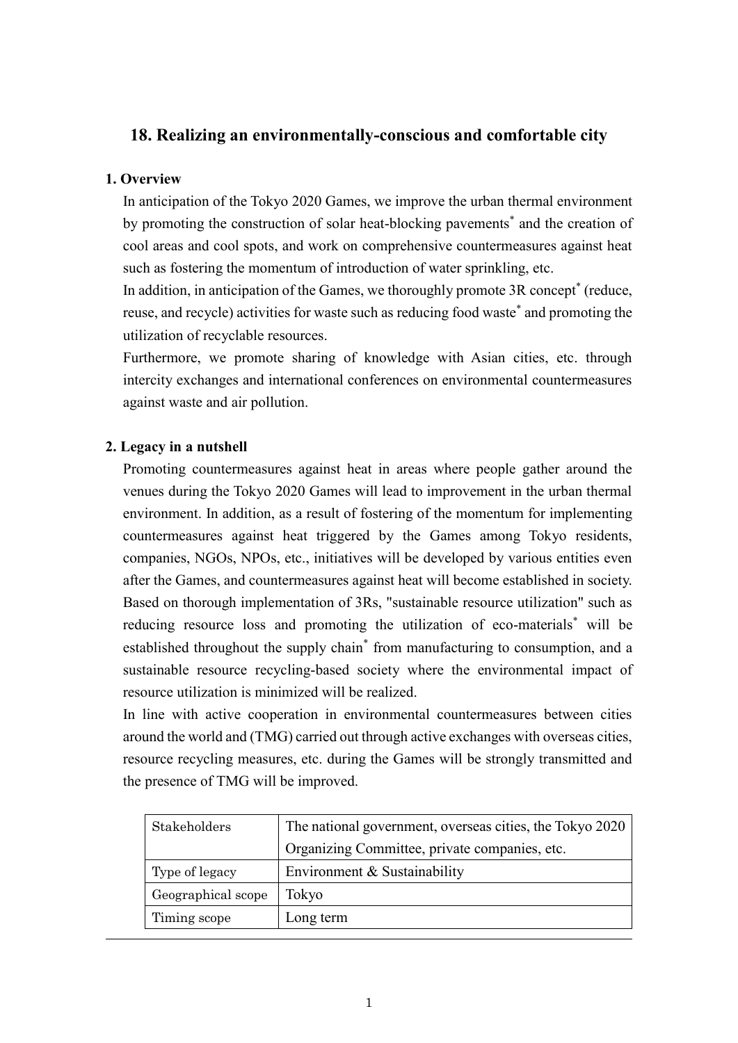# 18. Realizing an environmentally-conscious and comfortable city

## 1. Overview

In anticipation of the Tokyo 2020 Games, we improve the urban thermal environment by promoting the construction of solar heat-blocking pavements* and the creation of cool areas and cool spots, and work on comprehensive countermeasures against heat such as fostering the momentum of introduction of water sprinkling, etc.

In addition, in anticipation of the Games, we thoroughly promote 3R concept* (reduce, reuse, and recycle) activities for waste such as reducing food waste* and promoting the utilization of recyclable resources.

Furthermore, we promote sharing of knowledge with Asian cities, etc. through intercity exchanges and international conferences on environmental countermeasures against waste and air pollution.

## 2. Legacy in a nutshell

Promoting countermeasures against heat in areas where people gather around the venues during the Tokyo 2020 Games will lead to improvement in the urban thermal environment. In addition, as a result of fostering of the momentum for implementing countermeasures against heat triggered by the Games among Tokyo residents, companies, NGOs, NPOs, etc., initiatives will be developed by various entities even after the Games, and countermeasures against heat will become established in society. Based on thorough implementation of 3Rs, "sustainable resource utilization" such as reducing resource loss and promoting the utilization of eco-materials* will be established throughout the supply chain* from manufacturing to consumption, and a sustainable resource recycling-based society where the environmental impact of resource utilization is minimized will be realized.

In line with active cooperation in environmental countermeasures between cities around the world and (TMG) carried out through active exchanges with overseas cities, resource recycling measures, etc. during the Games will be strongly transmitted and the presence of TMG will be improved.

| | |
|---|---|
| Stakeholders | The national government, overseas cities, the Tokyo 2020 Organizing Committee, private companies, etc. |
| Type of legacy | Environment & Sustainability |
| Geographical scope | Tokyo |
| Timing scope | Long term |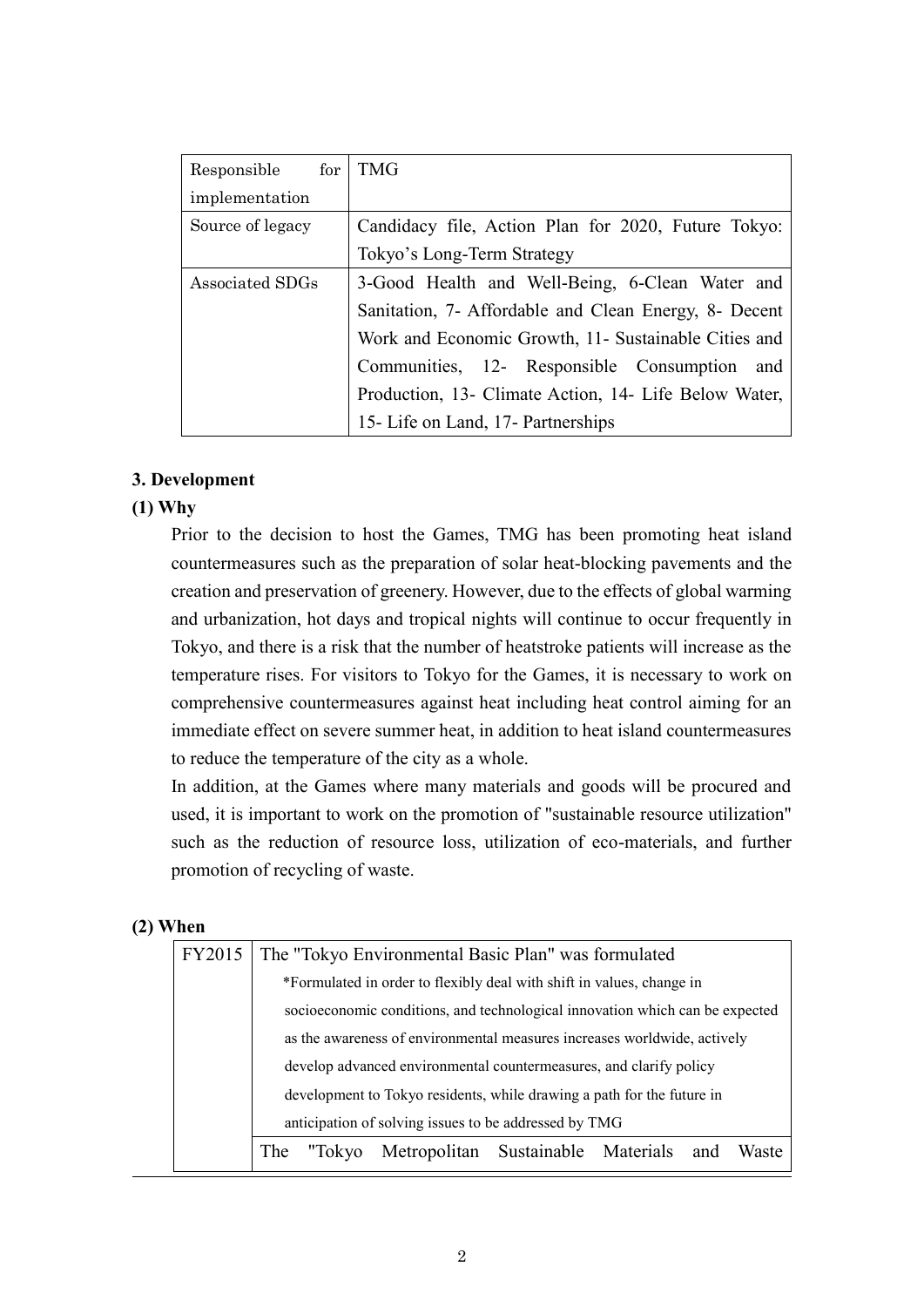| Responsible for implementation | TMG |
|---|---|
| Source of legacy | Candidacy file, Action Plan for 2020, Future Tokyo: Tokyo's Long-Term Strategy |
| Associated SDGs | 3-Good Health and Well-Being, 6-Clean Water and Sanitation, 7- Affordable and Clean Energy, 8- Decent Work and Economic Growth, 11- Sustainable Cities and Communities, 12- Responsible Consumption and Production, 13- Climate Action, 14- Life Below Water, 15- Life on Land, 17- Partnerships |

### 3. Development

#### (1) Why

Prior to the decision to host the Games, TMG has been promoting heat island countermeasures such as the preparation of solar heat-blocking pavements and the creation and preservation of greenery. However, due to the effects of global warming and urbanization, hot days and tropical nights will continue to occur frequently in Tokyo, and there is a risk that the number of heatstroke patients will increase as the temperature rises. For visitors to Tokyo for the Games, it is necessary to work on comprehensive countermeasures against heat including heat control aiming for an immediate effect on severe summer heat, in addition to heat island countermeasures to reduce the temperature of the city as a whole.

In addition, at the Games where many materials and goods will be procured and used, it is important to work on the promotion of "sustainable resource utilization" such as the reduction of resource loss, utilization of eco-materials, and further promotion of recycling of waste.

#### (2) When

| FY2015 | The "Tokyo Environmental Basic Plan" was formulated<br>*Formulated in order to flexibly deal with shift in values, change in socioeconomic conditions, and technological innovation which can be expected as the awareness of environmental measures increases worldwide, actively develop advanced environmental countermeasures, and clarify policy development to Tokyo residents, while drawing a path for the future in anticipation of solving issues to be addressed by TMG |
|---|---|
| | The "Tokyo Metropolitan Sustainable Materials and Waste |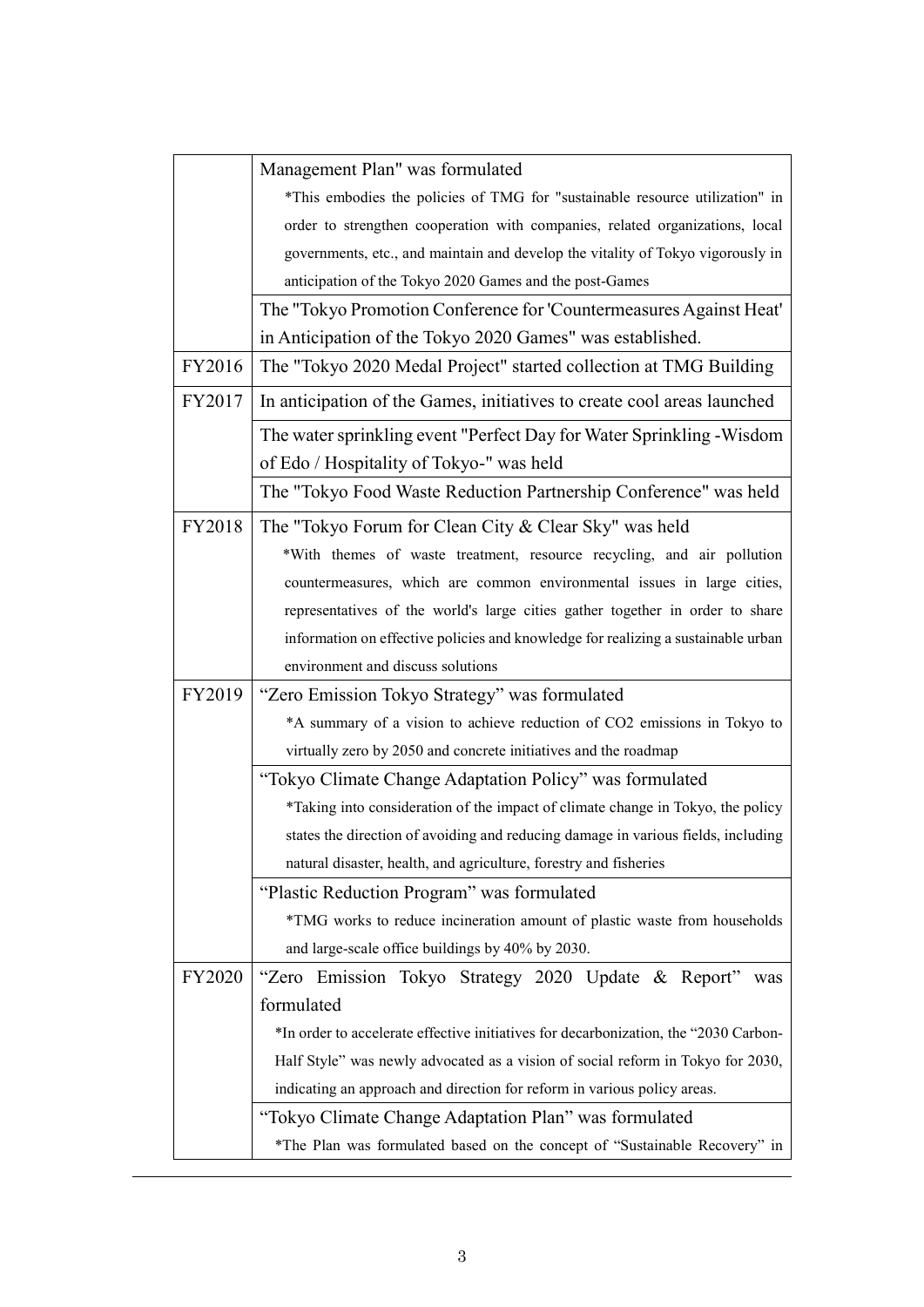| | |
|---|---|
| | Management Plan" was formulated<br>*This embodies the policies of TMG for "sustainable resource utilization" in order to strengthen cooperation with companies, related organizations, local governments, etc., and maintain and develop the vitality of Tokyo vigorously in anticipation of the Tokyo 2020 Games and the post-Games |
| | The "Tokyo Promotion Conference for 'Countermeasures Against Heat' in Anticipation of the Tokyo 2020 Games" was established. |
| FY2016 | The "Tokyo 2020 Medal Project" started collection at TMG Building |
| FY2017 | In anticipation of the Games, initiatives to create cool areas launched |
| | The water sprinkling event "Perfect Day for Water Sprinkling -Wisdom of Edo / Hospitality of Tokyo-" was held |
| | The "Tokyo Food Waste Reduction Partnership Conference" was held |
| FY2018 | The "Tokyo Forum for Clean City & Clear Sky" was held<br>*With themes of waste treatment, resource recycling, and air pollution countermeasures, which are common environmental issues in large cities, representatives of the world's large cities gather together in order to share information on effective policies and knowledge for realizing a sustainable urban environment and discuss solutions |
| FY2019 | "Zero Emission Tokyo Strategy" was formulated<br>*A summary of a vision to achieve reduction of CO2 emissions in Tokyo to virtually zero by 2050 and concrete initiatives and the roadmap |
| | "Tokyo Climate Change Adaptation Policy" was formulated<br>*Taking into consideration of the impact of climate change in Tokyo, the policy states the direction of avoiding and reducing damage in various fields, including natural disaster, health, and agriculture, forestry and fisheries |
| | "Plastic Reduction Program" was formulated<br>*TMG works to reduce incineration amount of plastic waste from households and large-scale office buildings by 40% by 2030. |
| FY2020 | "Zero Emission Tokyo Strategy 2020 Update & Report" was formulated<br>*In order to accelerate effective initiatives for decarbonization, the "2030 Carbon-Half Style" was newly advocated as a vision of social reform in Tokyo for 2030, indicating an approach and direction for reform in various policy areas. |
| | "Tokyo Climate Change Adaptation Plan" was formulated<br>*The Plan was formulated based on the concept of "Sustainable Recovery" in |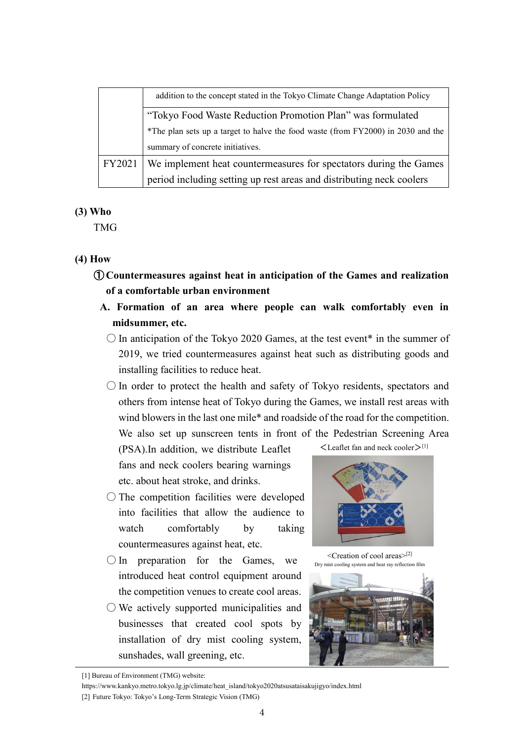|  |  |
| --- | --- |
|  | addition to the concept stated in the Tokyo Climate Change Adaptation Policy |
|  | "Tokyo Food Waste Reduction Promotion Plan" was formulated<br>*The plan sets up a target to halve the food waste (from FY2000) in 2030 and the summary of concrete initiatives. |
| FY2021 | We implement heat countermeasures for spectators during the Games period including setting up rest areas and distributing neck coolers |

**(3) Who**

TMG

**(4) How**

**① Countermeasures against heat in anticipation of the Games and realization of a comfortable urban environment**

**A. Formation of an area where people can walk comfortably even in midsummer, etc.**

- ○ In anticipation of the Tokyo 2020 Games, at the test event* in the summer of 2019, we tried countermeasures against heat such as distributing goods and installing facilities to reduce heat.
- ○ In order to protect the health and safety of Tokyo residents, spectators and others from intense heat of Tokyo during the Games, we install rest areas with wind blowers in the last one mile* and roadside of the road for the competition. We also set up sunscreen tents in front of the Pedestrian Screening Area (PSA).In addition, we distribute Leaflet fans and neck coolers bearing warnings etc. about heat stroke, and drinks.
- ○ The competition facilities were developed into facilities that allow the audience to watch comfortably by taking countermeasures against heat, etc.
- ○ In preparation for the Games, we introduced heat control equipment around the competition venues to create cool areas.
- ○ We actively supported municipalities and businesses that created cool spots by installation of dry mist cooling system, sunshades, wall greening, etc.

<Leaflet fan and neck cooler>[1]

<Creation of cool areas>[2]
Dry mist cooling system and heat ray reflection film

[1] Bureau of Environment (TMG) website:
https://www.kankyo.metro.tokyo.lg.jp/climate/heat_island/tokyo2020atsusataisakujigyo/index.html
[2] Future Tokyo: Tokyo's Long-Term Strategic Vision (TMG)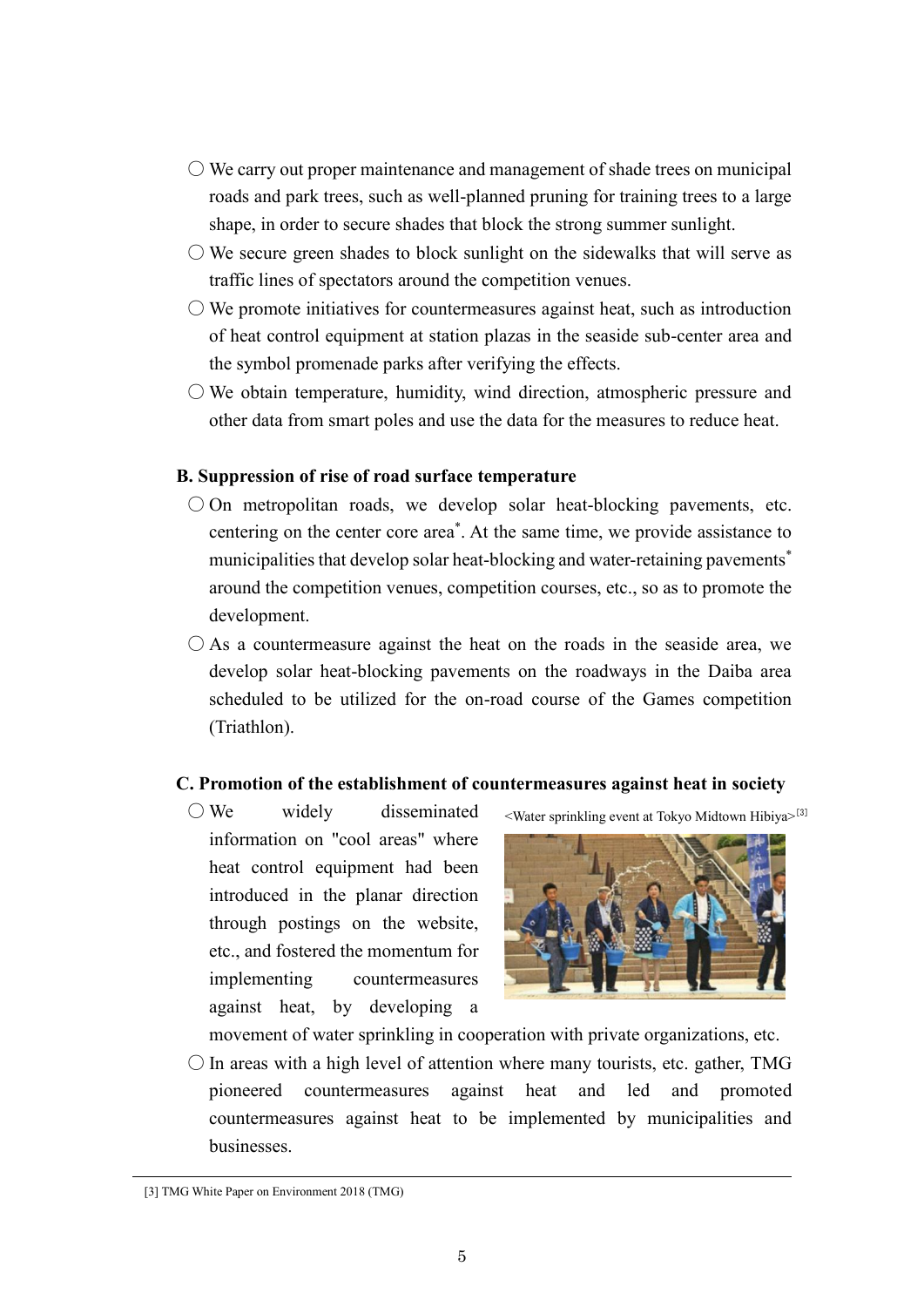- ○ We carry out proper maintenance and management of shade trees on municipal roads and park trees, such as well-planned pruning for training trees to a large shape, in order to secure shades that block the strong summer sunlight.
- ○ We secure green shades to block sunlight on the sidewalks that will serve as traffic lines of spectators around the competition venues.
- ○ We promote initiatives for countermeasures against heat, such as introduction of heat control equipment at station plazas in the seaside sub-center area and the symbol promenade parks after verifying the effects.
- ○ We obtain temperature, humidity, wind direction, atmospheric pressure and other data from smart poles and use the data for the measures to reduce heat.

**B. Suppression of rise of road surface temperature**

- ○ On metropolitan roads, we develop solar heat-blocking pavements, etc. centering on the center core area*. At the same time, we provide assistance to municipalities that develop solar heat-blocking and water-retaining pavements* around the competition venues, competition courses, etc., so as to promote the development.
- ○ As a countermeasure against the heat on the roads in the seaside area, we develop solar heat-blocking pavements on the roadways in the Daiba area scheduled to be utilized for the on-road course of the Games competition (Triathlon).

**C. Promotion of the establishment of countermeasures against heat in society**

- ○ We widely disseminated information on "cool areas" where heat control equipment had been introduced in the planar direction through postings on the website, etc., and fostered the momentum for implementing countermeasures against heat, by developing a movement of water sprinkling in cooperation with private organizations, etc.

<Water sprinkling event at Tokyo Midtown Hibiya>[3]

- ○ In areas with a high level of attention where many tourists, etc. gather, TMG pioneered countermeasures against heat and led and promoted countermeasures against heat to be implemented by municipalities and businesses.

---

[3] TMG White Paper on Environment 2018 (TMG)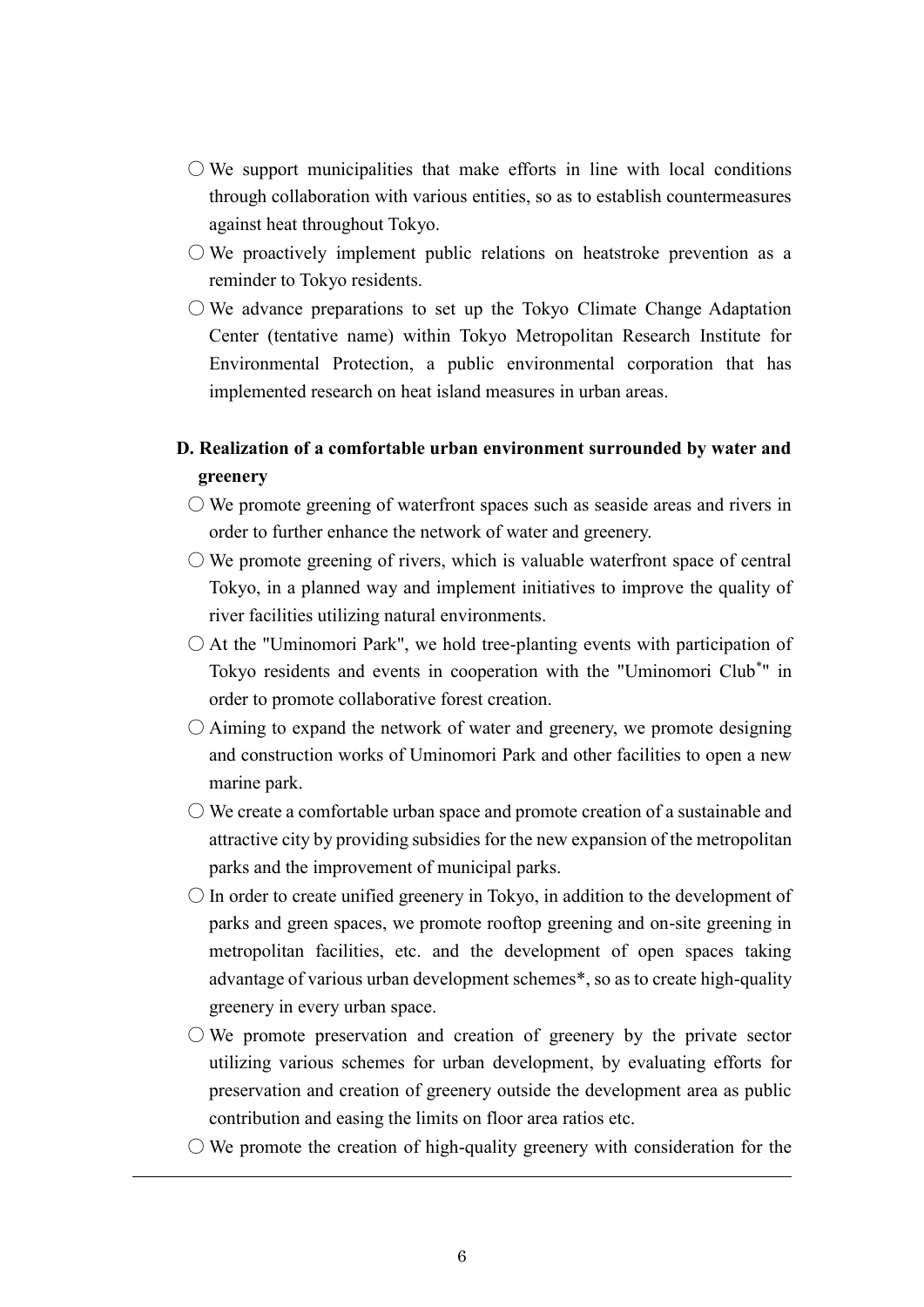- ○ We support municipalities that make efforts in line with local conditions through collaboration with various entities, so as to establish countermeasures against heat throughout Tokyo.
- ○ We proactively implement public relations on heatstroke prevention as a reminder to Tokyo residents.
- ○ We advance preparations to set up the Tokyo Climate Change Adaptation Center (tentative name) within Tokyo Metropolitan Research Institute for Environmental Protection, a public environmental corporation that has implemented research on heat island measures in urban areas.

**D. Realization of a comfortable urban environment surrounded by water and greenery**

- ○ We promote greening of waterfront spaces such as seaside areas and rivers in order to further enhance the network of water and greenery.
- ○ We promote greening of rivers, which is valuable waterfront space of central Tokyo, in a planned way and implement initiatives to improve the quality of river facilities utilizing natural environments.
- ○ At the "Uminomori Park", we hold tree-planting events with participation of Tokyo residents and events in cooperation with the "Uminomori Club*" in order to promote collaborative forest creation.
- ○ Aiming to expand the network of water and greenery, we promote designing and construction works of Uminomori Park and other facilities to open a new marine park.
- ○ We create a comfortable urban space and promote creation of a sustainable and attractive city by providing subsidies for the new expansion of the metropolitan parks and the improvement of municipal parks.
- ○ In order to create unified greenery in Tokyo, in addition to the development of parks and green spaces, we promote rooftop greening and on-site greening in metropolitan facilities, etc. and the development of open spaces taking advantage of various urban development schemes*, so as to create high-quality greenery in every urban space.
- ○ We promote preservation and creation of greenery by the private sector utilizing various schemes for urban development, by evaluating efforts for preservation and creation of greenery outside the development area as public contribution and easing the limits on floor area ratios etc.
- ○ We promote the creation of high-quality greenery with consideration for the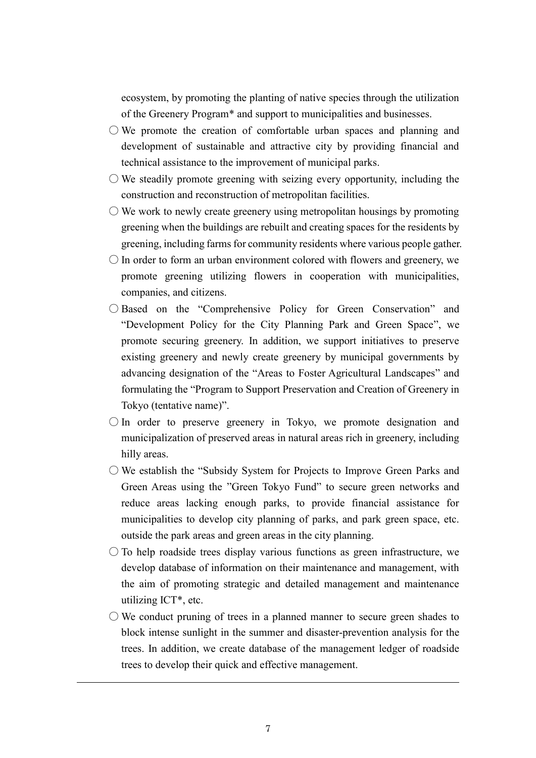ecosystem, by promoting the planting of native species through the utilization of the Greenery Program* and support to municipalities and businesses.

- ○ We promote the creation of comfortable urban spaces and planning and development of sustainable and attractive city by providing financial and technical assistance to the improvement of municipal parks.
- ○ We steadily promote greening with seizing every opportunity, including the construction and reconstruction of metropolitan facilities.
- ○ We work to newly create greenery using metropolitan housings by promoting greening when the buildings are rebuilt and creating spaces for the residents by greening, including farms for community residents where various people gather.
- ○ In order to form an urban environment colored with flowers and greenery, we promote greening utilizing flowers in cooperation with municipalities, companies, and citizens.
- ○ Based on the "Comprehensive Policy for Green Conservation" and "Development Policy for the City Planning Park and Green Space", we promote securing greenery. In addition, we support initiatives to preserve existing greenery and newly create greenery by municipal governments by advancing designation of the "Areas to Foster Agricultural Landscapes" and formulating the "Program to Support Preservation and Creation of Greenery in Tokyo (tentative name)".
- ○ In order to preserve greenery in Tokyo, we promote designation and municipalization of preserved areas in natural areas rich in greenery, including hilly areas.
- ○ We establish the "Subsidy System for Projects to Improve Green Parks and Green Areas using the "Green Tokyo Fund" to secure green networks and reduce areas lacking enough parks, to provide financial assistance for municipalities to develop city planning of parks, and park green space, etc. outside the park areas and green areas in the city planning.
- ○ To help roadside trees display various functions as green infrastructure, we develop database of information on their maintenance and management, with the aim of promoting strategic and detailed management and maintenance utilizing ICT*, etc.
- ○ We conduct pruning of trees in a planned manner to secure green shades to block intense sunlight in the summer and disaster-prevention analysis for the trees. In addition, we create database of the management ledger of roadside trees to develop their quick and effective management.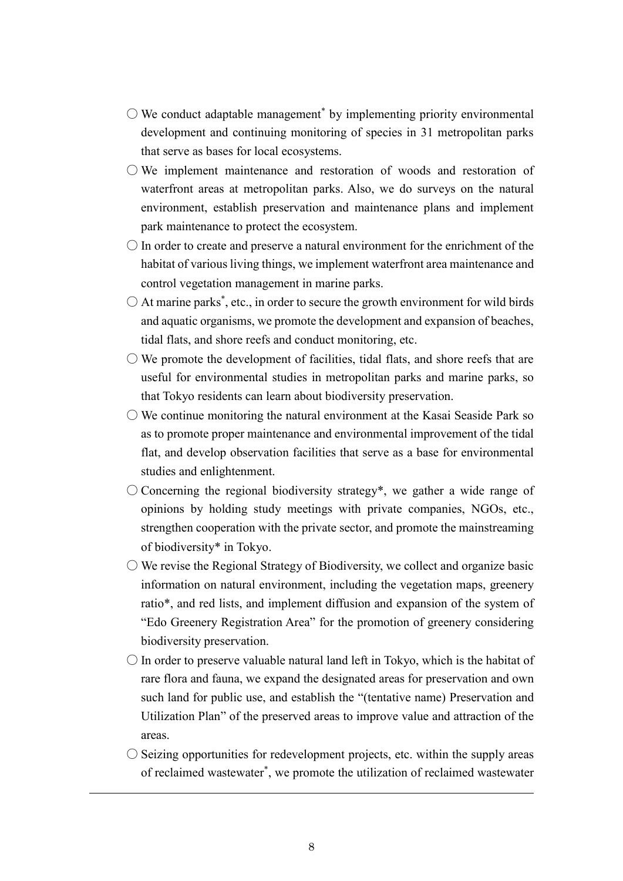- ○ We conduct adaptable management* by implementing priority environmental development and continuing monitoring of species in 31 metropolitan parks that serve as bases for local ecosystems.
- ○ We implement maintenance and restoration of woods and restoration of waterfront areas at metropolitan parks. Also, we do surveys on the natural environment, establish preservation and maintenance plans and implement park maintenance to protect the ecosystem.
- ○ In order to create and preserve a natural environment for the enrichment of the habitat of various living things, we implement waterfront area maintenance and control vegetation management in marine parks.
- ○ At marine parks*, etc., in order to secure the growth environment for wild birds and aquatic organisms, we promote the development and expansion of beaches, tidal flats, and shore reefs and conduct monitoring, etc.
- ○ We promote the development of facilities, tidal flats, and shore reefs that are useful for environmental studies in metropolitan parks and marine parks, so that Tokyo residents can learn about biodiversity preservation.
- ○ We continue monitoring the natural environment at the Kasai Seaside Park so as to promote proper maintenance and environmental improvement of the tidal flat, and develop observation facilities that serve as a base for environmental studies and enlightenment.
- ○ Concerning the regional biodiversity strategy*, we gather a wide range of opinions by holding study meetings with private companies, NGOs, etc., strengthen cooperation with the private sector, and promote the mainstreaming of biodiversity* in Tokyo.
- ○ We revise the Regional Strategy of Biodiversity, we collect and organize basic information on natural environment, including the vegetation maps, greenery ratio*, and red lists, and implement diffusion and expansion of the system of "Edo Greenery Registration Area" for the promotion of greenery considering biodiversity preservation.
- ○ In order to preserve valuable natural land left in Tokyo, which is the habitat of rare flora and fauna, we expand the designated areas for preservation and own such land for public use, and establish the "(tentative name) Preservation and Utilization Plan" of the preserved areas to improve value and attraction of the areas.
- ○ Seizing opportunities for redevelopment projects, etc. within the supply areas of reclaimed wastewater*, we promote the utilization of reclaimed wastewater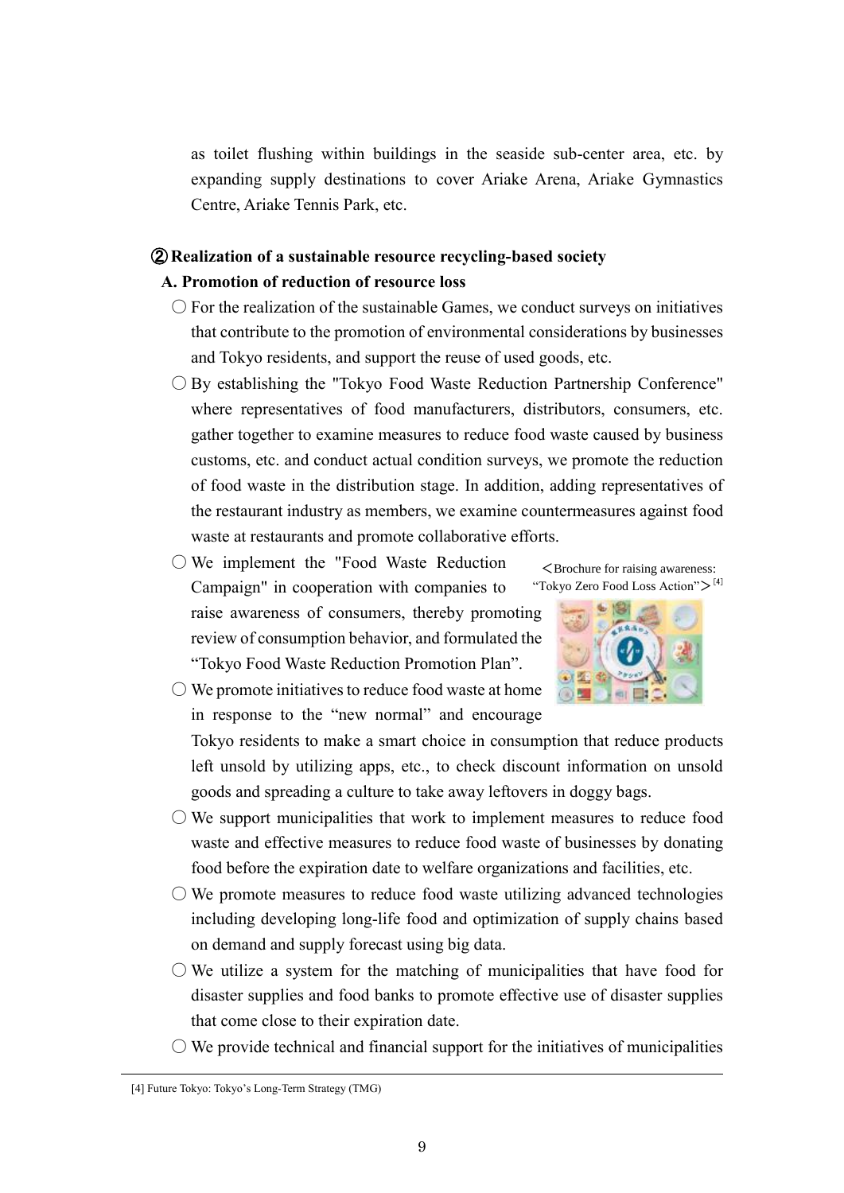as toilet flushing within buildings in the seaside sub-center area, etc. by expanding supply destinations to cover Ariake Arena, Ariake Gymnastics Centre, Ariake Tennis Park, etc.

### ② Realization of a sustainable resource recycling-based society

#### A. Promotion of reduction of resource loss

○ For the realization of the sustainable Games, we conduct surveys on initiatives that contribute to the promotion of environmental considerations by businesses and Tokyo residents, and support the reuse of used goods, etc.

○ By establishing the "Tokyo Food Waste Reduction Partnership Conference" where representatives of food manufacturers, distributors, consumers, etc. gather together to examine measures to reduce food waste caused by business customs, etc. and conduct actual condition surveys, we promote the reduction of food waste in the distribution stage. In addition, adding representatives of the restaurant industry as members, we examine countermeasures against food waste at restaurants and promote collaborative efforts.

○ We implement the "Food Waste Reduction Campaign" in cooperation with companies to raise awareness of consumers, thereby promoting review of consumption behavior, and formulated the "Tokyo Food Waste Reduction Promotion Plan".

＜Brochure for raising awareness: "Tokyo Zero Food Loss Action"＞[4]

○ We promote initiatives to reduce food waste at home in response to the "new normal" and encourage Tokyo residents to make a smart choice in consumption that reduce products left unsold by utilizing apps, etc., to check discount information on unsold goods and spreading a culture to take away leftovers in doggy bags.

○ We support municipalities that work to implement measures to reduce food waste and effective measures to reduce food waste of businesses by donating food before the expiration date to welfare organizations and facilities, etc.

○ We promote measures to reduce food waste utilizing advanced technologies including developing long-life food and optimization of supply chains based on demand and supply forecast using big data.

○ We utilize a system for the matching of municipalities that have food for disaster supplies and food banks to promote effective use of disaster supplies that come close to their expiration date.

○ We provide technical and financial support for the initiatives of municipalities

[4] Future Tokyo: Tokyo's Long-Term Strategy (TMG)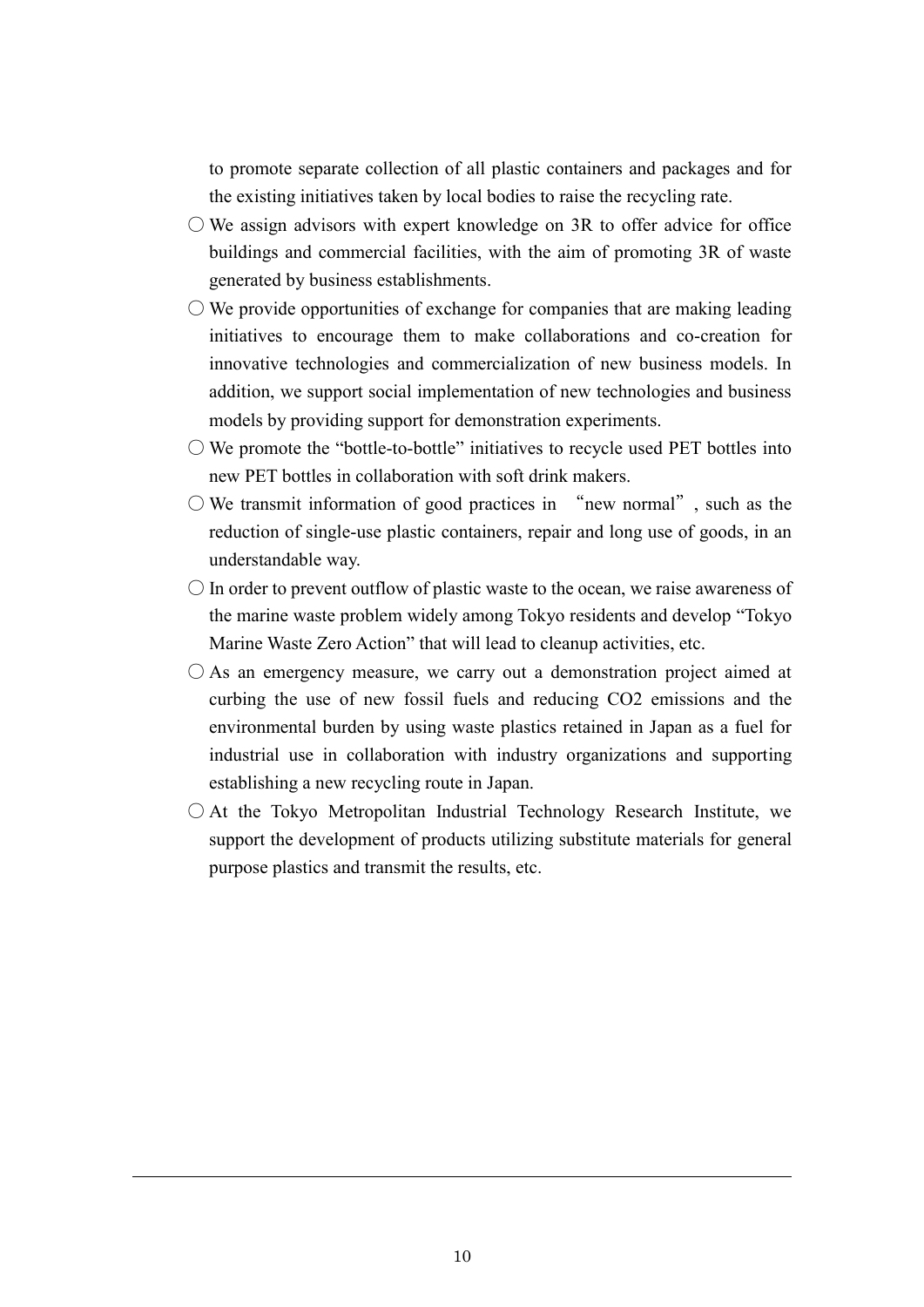to promote separate collection of all plastic containers and packages and for the existing initiatives taken by local bodies to raise the recycling rate.

○ We assign advisors with expert knowledge on 3R to offer advice for office buildings and commercial facilities, with the aim of promoting 3R of waste generated by business establishments.

○ We provide opportunities of exchange for companies that are making leading initiatives to encourage them to make collaborations and co-creation for innovative technologies and commercialization of new business models. In addition, we support social implementation of new technologies and business models by providing support for demonstration experiments.

○ We promote the “bottle-to-bottle” initiatives to recycle used PET bottles into new PET bottles in collaboration with soft drink makers.

○ We transmit information of good practices in “new normal”, such as the reduction of single-use plastic containers, repair and long use of goods, in an understandable way.

○ In order to prevent outflow of plastic waste to the ocean, we raise awareness of the marine waste problem widely among Tokyo residents and develop “Tokyo Marine Waste Zero Action” that will lead to cleanup activities, etc.

○ As an emergency measure, we carry out a demonstration project aimed at curbing the use of new fossil fuels and reducing $CO_2$ emissions and the environmental burden by using waste plastics retained in Japan as a fuel for industrial use in collaboration with industry organizations and supporting establishing a new recycling route in Japan.

○ At the Tokyo Metropolitan Industrial Technology Research Institute, we support the development of products utilizing substitute materials for general purpose plastics and transmit the results, etc.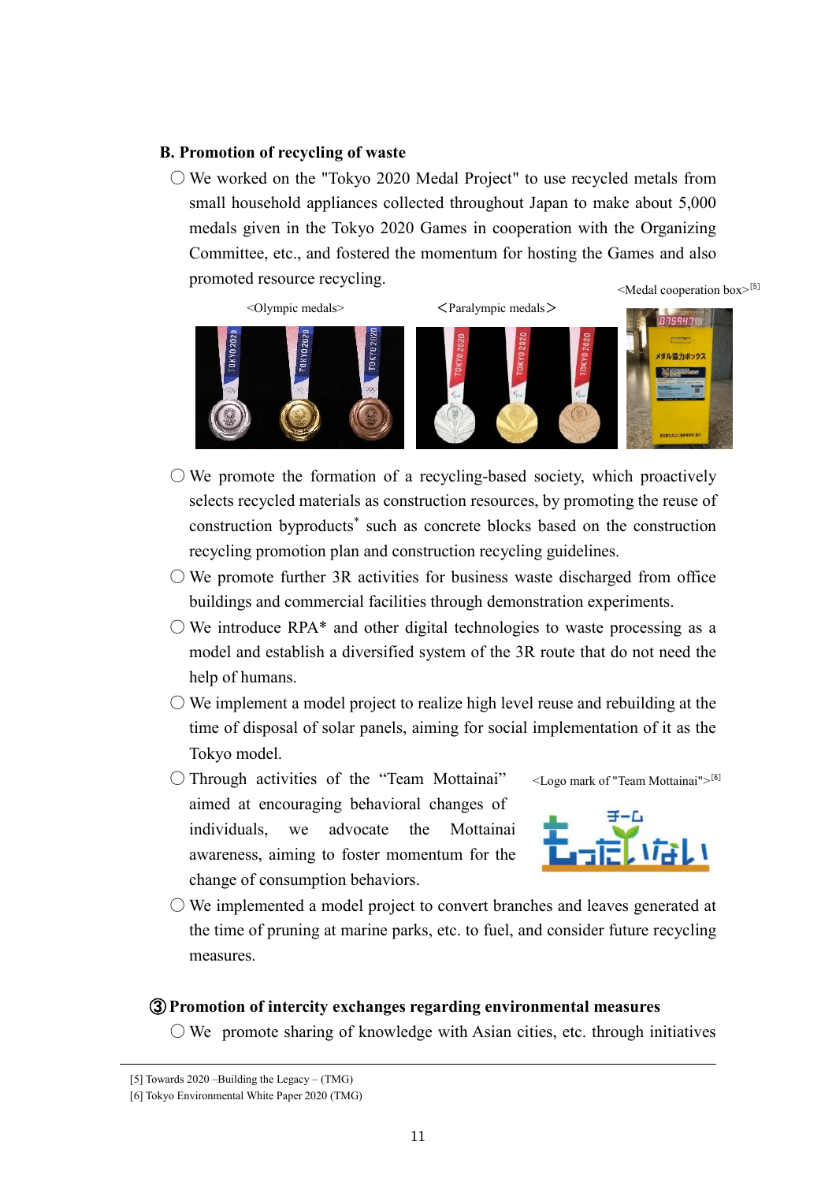### B. Promotion of recycling of waste

- ○ We worked on the "Tokyo 2020 Medal Project" to use recycled metals from small household appliances collected throughout Japan to make about 5,000 medals given in the Tokyo 2020 Games in cooperation with the Organizing Committee, etc., and fostered the momentum for hosting the Games and also promoted resource recycling.

<Olympic medals>　<Paralympic medals>　<Medal cooperation box>[5]

- ○ We promote the formation of a recycling-based society, which proactively selects recycled materials as construction resources, by promoting the reuse of construction byproducts* such as concrete blocks based on the construction recycling promotion plan and construction recycling guidelines.
- ○ We promote further 3R activities for business waste discharged from office buildings and commercial facilities through demonstration experiments.
- ○ We introduce RPA* and other digital technologies to waste processing as a model and establish a diversified system of the 3R route that do not need the help of humans.
- ○ We implement a model project to realize high level reuse and rebuilding at the time of disposal of solar panels, aiming for social implementation of it as the Tokyo model.
- ○ Through activities of the "Team Mottainai" aimed at encouraging behavioral changes of individuals, we advocate the Mottainai awareness, aiming to foster momentum for the change of consumption behaviors.

<Logo mark of "Team Mottainai">[6]

- ○ We implemented a model project to convert branches and leaves generated at the time of pruning at marine parks, etc. to fuel, and consider future recycling measures.

### ③ Promotion of intercity exchanges regarding environmental measures

- ○ We promote sharing of knowledge with Asian cities, etc. through initiatives

---

[5] Towards 2020 –Building the Legacy – (TMG)
[6] Tokyo Environmental White Paper 2020 (TMG)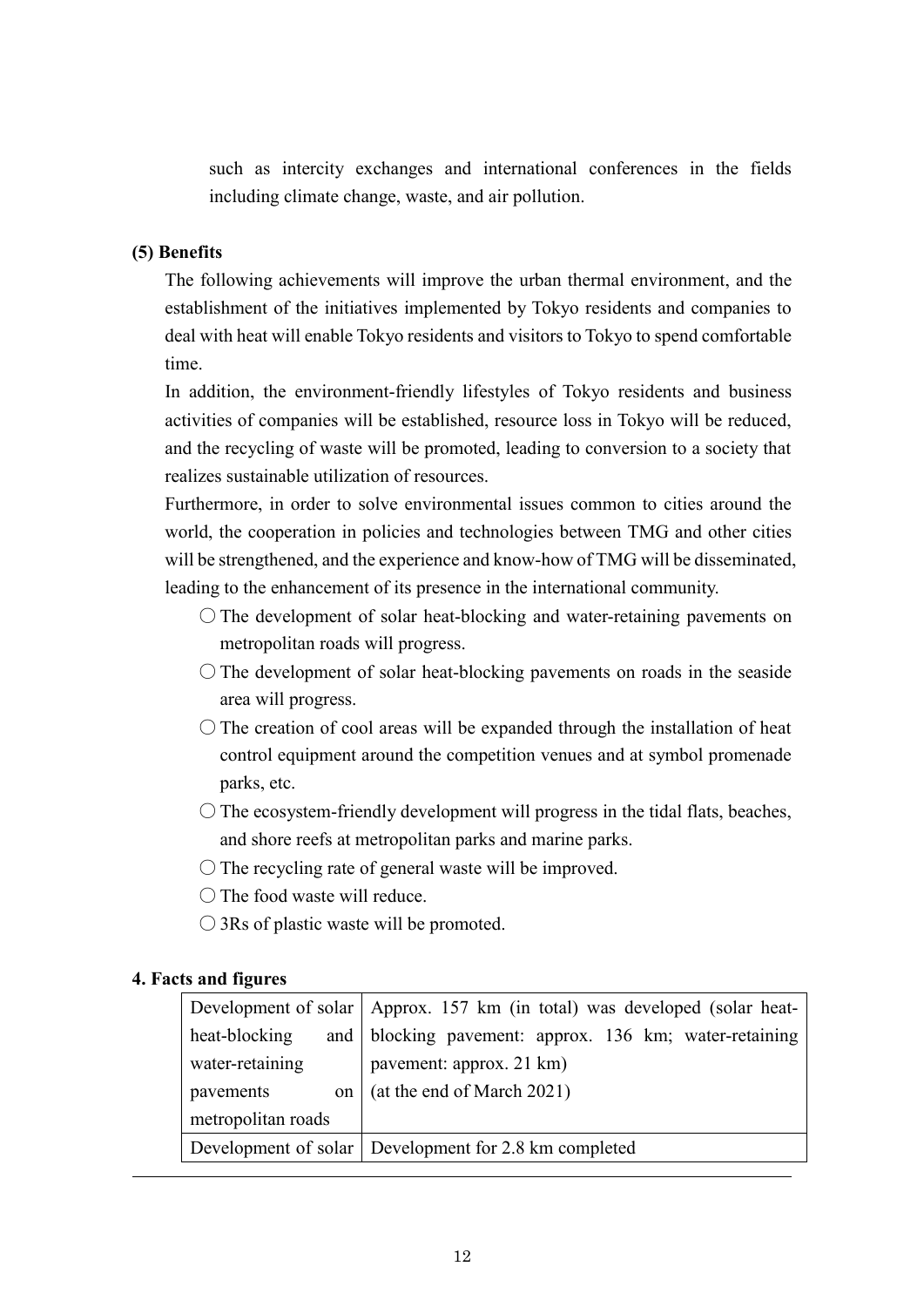such as intercity exchanges and international conferences in the fields including climate change, waste, and air pollution.

**(5) Benefits**

The following achievements will improve the urban thermal environment, and the establishment of the initiatives implemented by Tokyo residents and companies to deal with heat will enable Tokyo residents and visitors to Tokyo to spend comfortable time.

In addition, the environment-friendly lifestyles of Tokyo residents and business activities of companies will be established, resource loss in Tokyo will be reduced, and the recycling of waste will be promoted, leading to conversion to a society that realizes sustainable utilization of resources.

Furthermore, in order to solve environmental issues common to cities around the world, the cooperation in policies and technologies between TMG and other cities will be strengthened, and the experience and know-how of TMG will be disseminated, leading to the enhancement of its presence in the international community.

- ○ The development of solar heat-blocking and water-retaining pavements on metropolitan roads will progress.
- ○ The development of solar heat-blocking pavements on roads in the seaside area will progress.
- ○ The creation of cool areas will be expanded through the installation of heat control equipment around the competition venues and at symbol promenade parks, etc.
- ○ The ecosystem-friendly development will progress in the tidal flats, beaches, and shore reefs at metropolitan parks and marine parks.
- ○ The recycling rate of general waste will be improved.
- ○ The food waste will reduce.
- ○ 3Rs of plastic waste will be promoted.

**4. Facts and figures**

| | |
|---|---|
| Development of solar heat-blocking and water-retaining pavements on metropolitan roads | Approx. 157 km (in total) was developed (solar heat-blocking pavement: approx. 136 km; water-retaining pavement: approx. 21 km) (at the end of March 2021) |
| Development of solar | Development for 2.8 km completed |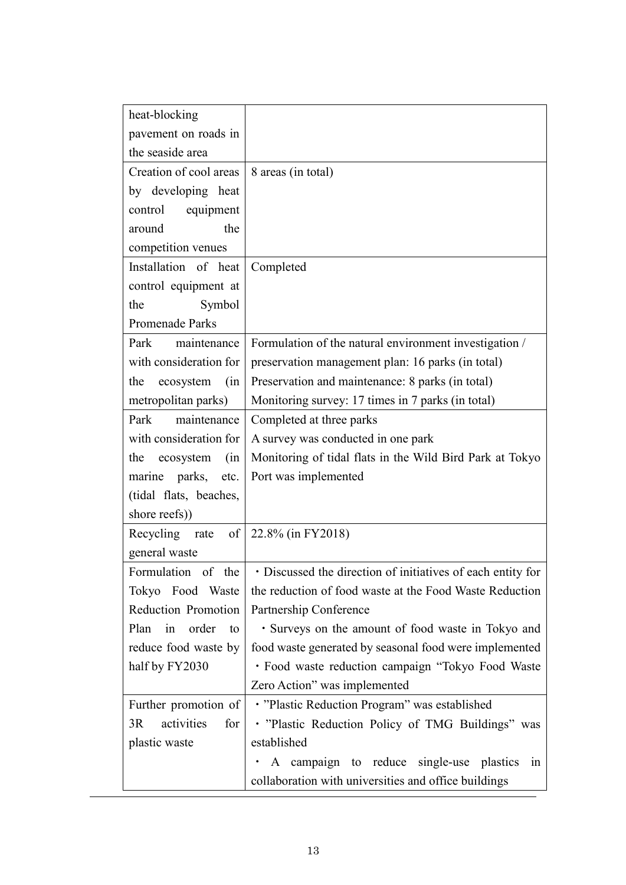| | |
|---|---|
| heat-blocking pavement on roads in the seaside area | |
| Creation of cool areas by developing heat control equipment around the competition venues | 8 areas (in total) |
| Installation of heat control equipment at the Symbol Promenade Parks | Completed |
| Park maintenance with consideration for the ecosystem (in metropolitan parks) | Formulation of the natural environment investigation / preservation management plan: 16 parks (in total)<br>Preservation and maintenance: 8 parks (in total)<br>Monitoring survey: 17 times in 7 parks (in total) |
| Park maintenance with consideration for the ecosystem (in marine parks, etc. (tidal flats, beaches, shore reefs)) | Completed at three parks<br>A survey was conducted in one park<br>Monitoring of tidal flats in the Wild Bird Park at Tokyo Port was implemented |
| Recycling rate of general waste | 22.8% (in FY2018) |
| Formulation of the Tokyo Food Waste Reduction Promotion Plan in order to reduce food waste by half by FY2030 | ・Discussed the direction of initiatives of each entity for the reduction of food waste at the Food Waste Reduction Partnership Conference<br>・Surveys on the amount of food waste in Tokyo and food waste generated by seasonal food were implemented<br>・Food waste reduction campaign "Tokyo Food Waste Zero Action" was implemented |
| Further promotion of 3R activities for plastic waste | ・"Plastic Reduction Program" was established<br>・"Plastic Reduction Policy of TMG Buildings" was established<br>・ A campaign to reduce single-use plastics in collaboration with universities and office buildings |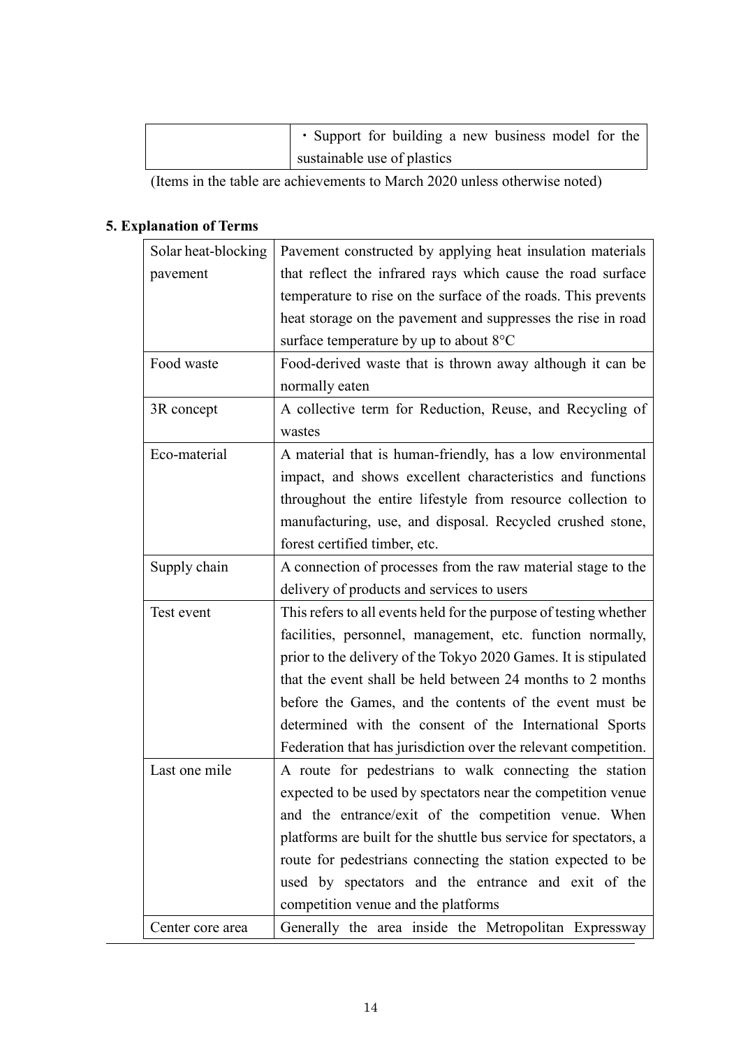| | |
|---|---|
| | ・Support for building a new business model for the sustainable use of plastics |

(Items in the table are achievements to March 2020 unless otherwise noted)

### 5. Explanation of Terms

| Term | Explanation |
|---|---|
| Solar heat-blocking pavement | Pavement constructed by applying heat insulation materials that reflect the infrared rays which cause the road surface temperature to rise on the surface of the roads. This prevents heat storage on the pavement and suppresses the rise in road surface temperature by up to about 8°C |
| Food waste | Food-derived waste that is thrown away although it can be normally eaten |
| 3R concept | A collective term for Reduction, Reuse, and Recycling of wastes |
| Eco-material | A material that is human-friendly, has a low environmental impact, and shows excellent characteristics and functions throughout the entire lifestyle from resource collection to manufacturing, use, and disposal. Recycled crushed stone, forest certified timber, etc. |
| Supply chain | A connection of processes from the raw material stage to the delivery of products and services to users |
| Test event | This refers to all events held for the purpose of testing whether facilities, personnel, management, etc. function normally, prior to the delivery of the Tokyo 2020 Games. It is stipulated that the event shall be held between 24 months to 2 months before the Games, and the contents of the event must be determined with the consent of the International Sports Federation that has jurisdiction over the relevant competition. |
| Last one mile | A route for pedestrians to walk connecting the station expected to be used by spectators near the competition venue and the entrance/exit of the competition venue. When platforms are built for the shuttle bus service for spectators, a route for pedestrians connecting the station expected to be used by spectators and the entrance and exit of the competition venue and the platforms |
| Center core area | Generally the area inside the Metropolitan Expressway |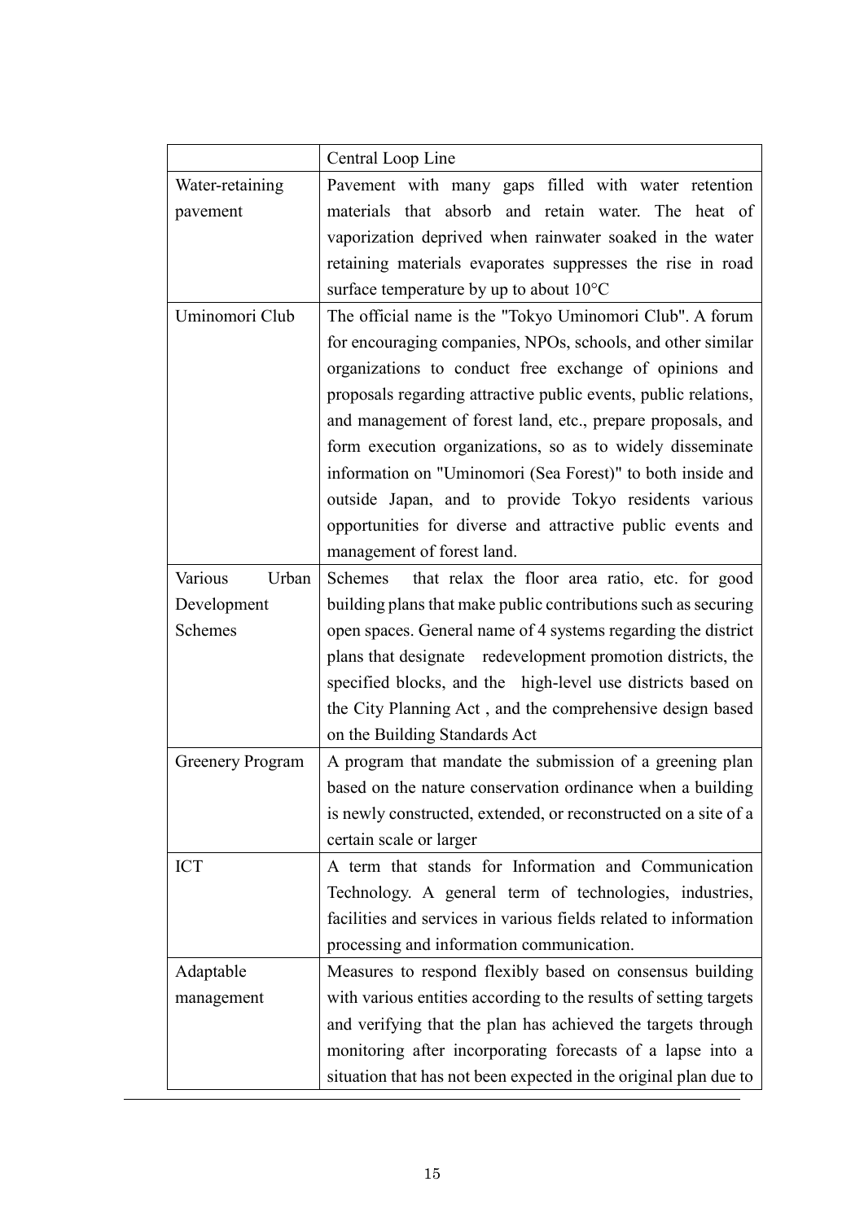| | Central Loop Line |
|---|---|
| Water-retaining pavement | Pavement with many gaps filled with water retention materials that absorb and retain water. The heat of vaporization deprived when rainwater soaked in the water retaining materials evaporates suppresses the rise in road surface temperature by up to about 10°C |
| Uminomori Club | The official name is the "Tokyo Uminomori Club". A forum for encouraging companies, NPOs, schools, and other similar organizations to conduct free exchange of opinions and proposals regarding attractive public events, public relations, and management of forest land, etc., prepare proposals, and form execution organizations, so as to widely disseminate information on "Uminomori (Sea Forest)" to both inside and outside Japan, and to provide Tokyo residents various opportunities for diverse and attractive public events and management of forest land. |
| Various Urban Development Schemes | Schemes that relax the floor area ratio, etc. for good building plans that make public contributions such as securing open spaces. General name of 4 systems regarding the district plans that designate redevelopment promotion districts, the specified blocks, and the high-level use districts based on the City Planning Act , and the comprehensive design based on the Building Standards Act |
| Greenery Program | A program that mandate the submission of a greening plan based on the nature conservation ordinance when a building is newly constructed, extended, or reconstructed on a site of a certain scale or larger |
| ICT | A term that stands for Information and Communication Technology. A general term of technologies, industries, facilities and services in various fields related to information processing and information communication. |
| Adaptable management | Measures to respond flexibly based on consensus building with various entities according to the results of setting targets and verifying that the plan has achieved the targets through monitoring after incorporating forecasts of a lapse into a situation that has not been expected in the original plan due to |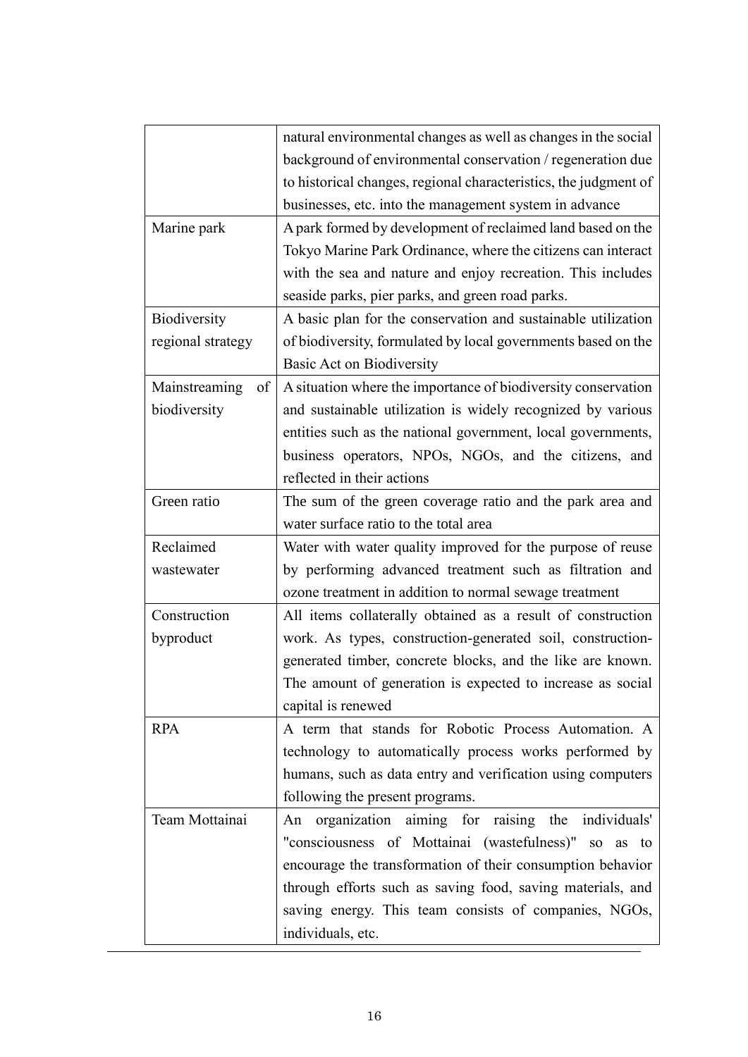| | |
|---|---|
| | natural environmental changes as well as changes in the social background of environmental conservation / regeneration due to historical changes, regional characteristics, the judgment of businesses, etc. into the management system in advance |
| Marine park | A park formed by development of reclaimed land based on the Tokyo Marine Park Ordinance, where the citizens can interact with the sea and nature and enjoy recreation. This includes seaside parks, pier parks, and green road parks. |
| Biodiversity regional strategy | A basic plan for the conservation and sustainable utilization of biodiversity, formulated by local governments based on the Basic Act on Biodiversity |
| Mainstreaming of biodiversity | A situation where the importance of biodiversity conservation and sustainable utilization is widely recognized by various entities such as the national government, local governments, business operators, NPOs, NGOs, and the citizens, and reflected in their actions |
| Green ratio | The sum of the green coverage ratio and the park area and water surface ratio to the total area |
| Reclaimed wastewater | Water with water quality improved for the purpose of reuse by performing advanced treatment such as filtration and ozone treatment in addition to normal sewage treatment |
| Construction byproduct | All items collaterally obtained as a result of construction work. As types, construction-generated soil, construction-generated timber, concrete blocks, and the like are known. The amount of generation is expected to increase as social capital is renewed |
| RPA | A term that stands for Robotic Process Automation. A technology to automatically process works performed by humans, such as data entry and verification using computers following the present programs. |
| Team Mottainai | An organization aiming for raising the individuals' "consciousness of Mottainai (wastefulness)" so as to encourage the transformation of their consumption behavior through efforts such as saving food, saving materials, and saving energy. This team consists of companies, NGOs, individuals, etc. |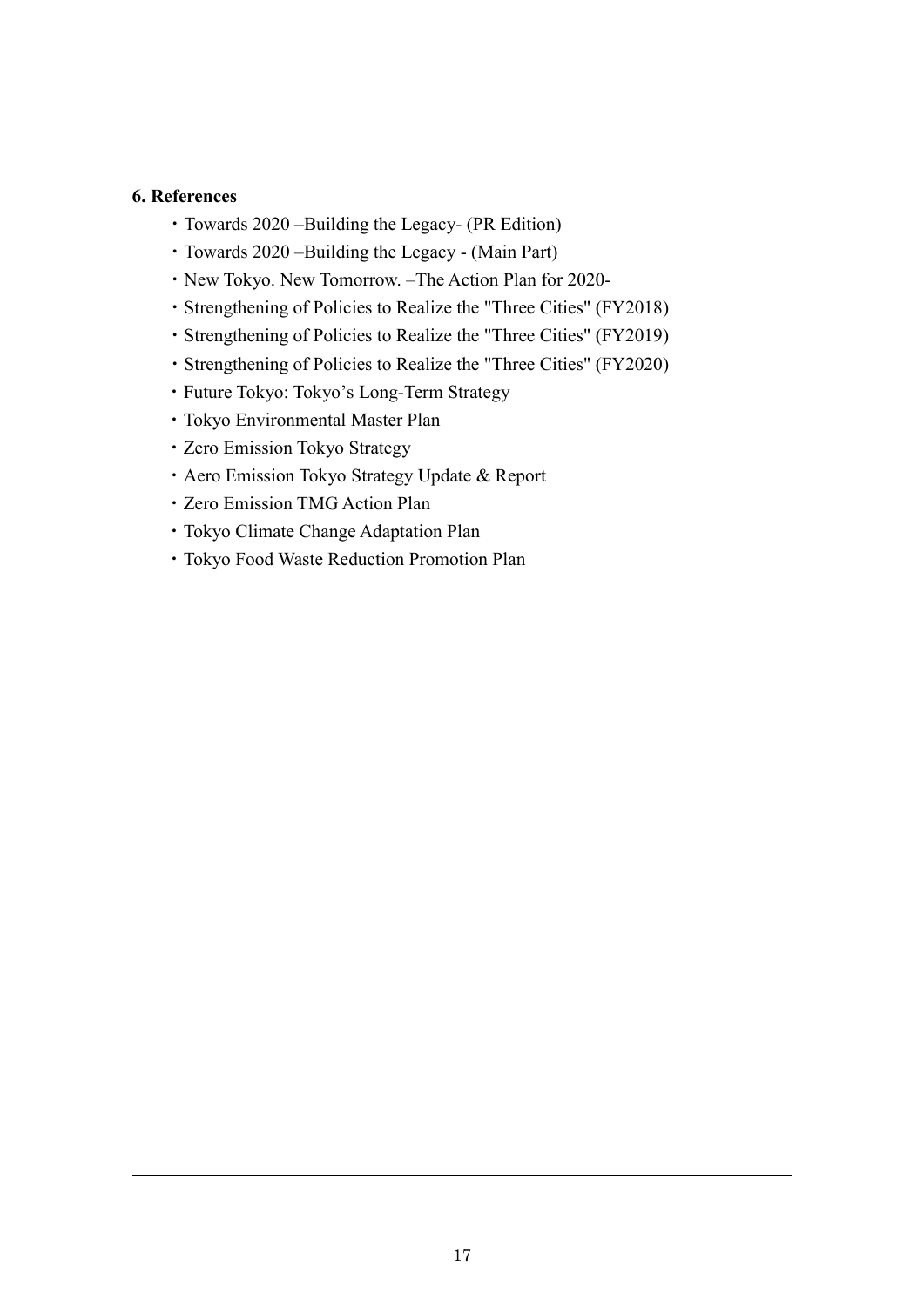## 6. References

- Towards 2020 –Building the Legacy- (PR Edition)
- Towards 2020 –Building the Legacy - (Main Part)
- New Tokyo. New Tomorrow. –The Action Plan for 2020-
- Strengthening of Policies to Realize the "Three Cities" (FY2018)
- Strengthening of Policies to Realize the "Three Cities" (FY2019)
- Strengthening of Policies to Realize the "Three Cities" (FY2020)
- Future Tokyo: Tokyo's Long-Term Strategy
- Tokyo Environmental Master Plan
- Zero Emission Tokyo Strategy
- Aero Emission Tokyo Strategy Update & Report
- Zero Emission TMG Action Plan
- Tokyo Climate Change Adaptation Plan
- Tokyo Food Waste Reduction Promotion Plan